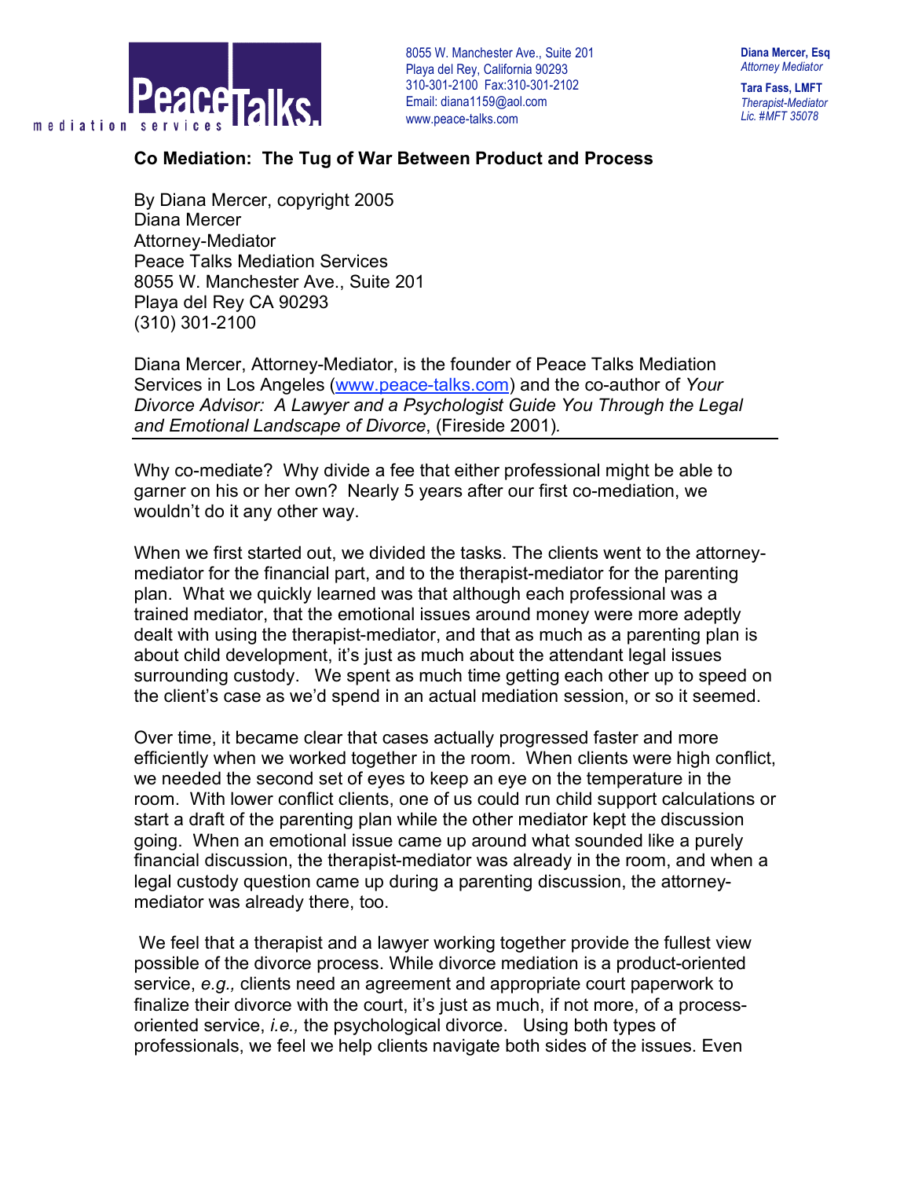Peace Talks mediation services

8055 W. Manchester Ave., Suite 201
Playa del Rey, California 90293
310-301-2100 Fax:310-301-2102
Email: diana1159@aol.com
www.peace-talks.com

**Diana Mercer, Esq**
*Attorney Mediator*

**Tara Fass, LMFT**
*Therapist-Mediator*
*Lic. #MFT 35078*

## Co Mediation: The Tug of War Between Product and Process

By Diana Mercer, copyright 2005
Diana Mercer
Attorney-Mediator
Peace Talks Mediation Services
8055 W. Manchester Ave., Suite 201
Playa del Rey CA 90293
(310) 301-2100

Diana Mercer, Attorney-Mediator, is the founder of Peace Talks Mediation Services in Los Angeles (www.peace-talks.com) and the co-author of *Your Divorce Advisor: A Lawyer and a Psychologist Guide You Through the Legal and Emotional Landscape of Divorce*, (Fireside 2001).

---

Why co-mediate? Why divide a fee that either professional might be able to garner on his or her own? Nearly 5 years after our first co-mediation, we wouldn't do it any other way.

When we first started out, we divided the tasks. The clients went to the attorney-mediator for the financial part, and to the therapist-mediator for the parenting plan. What we quickly learned was that although each professional was a trained mediator, that the emotional issues around money were more adeptly dealt with using the therapist-mediator, and that as much as a parenting plan is about child development, it's just as much about the attendant legal issues surrounding custody. We spent as much time getting each other up to speed on the client's case as we'd spend in an actual mediation session, or so it seemed.

Over time, it became clear that cases actually progressed faster and more efficiently when we worked together in the room. When clients were high conflict, we needed the second set of eyes to keep an eye on the temperature in the room. With lower conflict clients, one of us could run child support calculations or start a draft of the parenting plan while the other mediator kept the discussion going. When an emotional issue came up around what sounded like a purely financial discussion, the therapist-mediator was already in the room, and when a legal custody question came up during a parenting discussion, the attorney-mediator was already there, too.

We feel that a therapist and a lawyer working together provide the fullest view possible of the divorce process. While divorce mediation is a product-oriented service, *e.g.,* clients need an agreement and appropriate court paperwork to finalize their divorce with the court, it's just as much, if not more, of a process-oriented service, *i.e.,* the psychological divorce. Using both types of professionals, we feel we help clients navigate both sides of the issues. Even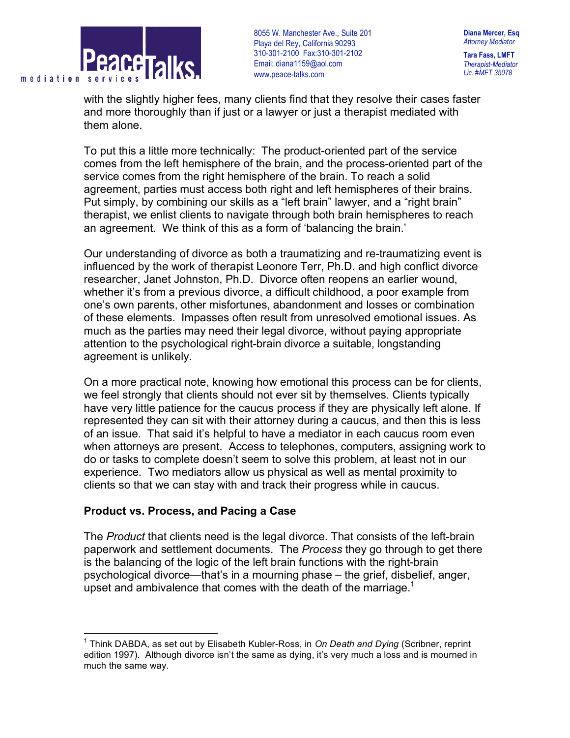with the slightly higher fees, many clients find that they resolve their cases faster and more thoroughly than if just or a lawyer or just a therapist mediated with them alone.

To put this a little more technically: The product-oriented part of the service comes from the left hemisphere of the brain, and the process-oriented part of the service comes from the right hemisphere of the brain. To reach a solid agreement, parties must access both right and left hemispheres of their brains. Put simply, by combining our skills as a "left brain" lawyer, and a "right brain" therapist, we enlist clients to navigate through both brain hemispheres to reach an agreement. We think of this as a form of 'balancing the brain.'

Our understanding of divorce as both a traumatizing and re-traumatizing event is influenced by the work of therapist Leonore Terr, Ph.D. and high conflict divorce researcher, Janet Johnston, Ph.D. Divorce often reopens an earlier wound, whether it's from a previous divorce, a difficult childhood, a poor example from one's own parents, other misfortunes, abandonment and losses or combination of these elements. Impasses often result from unresolved emotional issues. As much as the parties may need their legal divorce, without paying appropriate attention to the psychological right-brain divorce a suitable, longstanding agreement is unlikely.

On a more practical note, knowing how emotional this process can be for clients, we feel strongly that clients should not ever sit by themselves. Clients typically have very little patience for the caucus process if they are physically left alone. If represented they can sit with their attorney during a caucus, and then this is less of an issue. That said it's helpful to have a mediator in each caucus room even when attorneys are present. Access to telephones, computers, assigning work to do or tasks to complete doesn't seem to solve this problem, at least not in our experience. Two mediators allow us physical as well as mental proximity to clients so that we can stay with and track their progress while in caucus.

**Product vs. Process, and Pacing a Case**

The *Product* that clients need is the legal divorce. That consists of the left-brain paperwork and settlement documents. The *Process* they go through to get there is the balancing of the logic of the left brain functions with the right-brain psychological divorce—that's in a mourning phase – the grief, disbelief, anger, upset and ambivalence that comes with the death of the marriage.[1]

---

[1] Think DABDA, as set out by Elisabeth Kubler-Ross, in *On Death and Dying* (Scribner, reprint edition 1997). Although divorce isn't the same as dying, it's very much a loss and is mourned in much the same way.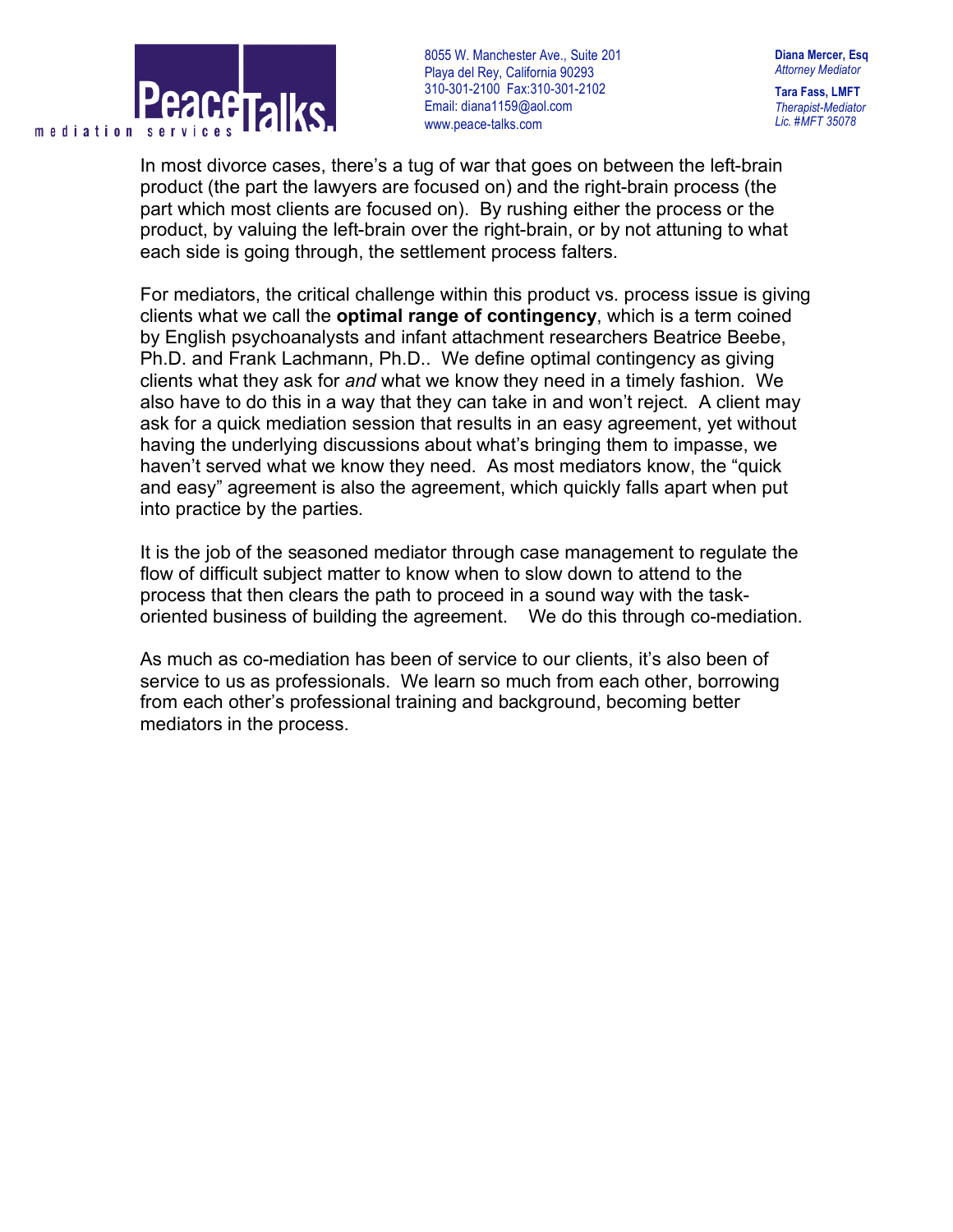In most divorce cases, there's a tug of war that goes on between the left-brain product (the part the lawyers are focused on) and the right-brain process (the part which most clients are focused on). By rushing either the process or the product, by valuing the left-brain over the right-brain, or by not attuning to what each side is going through, the settlement process falters.

For mediators, the critical challenge within this product vs. process issue is giving clients what we call the **optimal range of contingency**, which is a term coined by English psychoanalysts and infant attachment researchers Beatrice Beebe, Ph.D. and Frank Lachmann, Ph.D.. We define optimal contingency as giving clients what they ask for *and* what we know they need in a timely fashion. We also have to do this in a way that they can take in and won't reject. A client may ask for a quick mediation session that results in an easy agreement, yet without having the underlying discussions about what's bringing them to impasse, we haven't served what we know they need. As most mediators know, the "quick and easy" agreement is also the agreement, which quickly falls apart when put into practice by the parties.

It is the job of the seasoned mediator through case management to regulate the flow of difficult subject matter to know when to slow down to attend to the process that then clears the path to proceed in a sound way with the task-oriented business of building the agreement. We do this through co-mediation.

As much as co-mediation has been of service to our clients, it's also been of service to us as professionals. We learn so much from each other, borrowing from each other's professional training and background, becoming better mediators in the process.